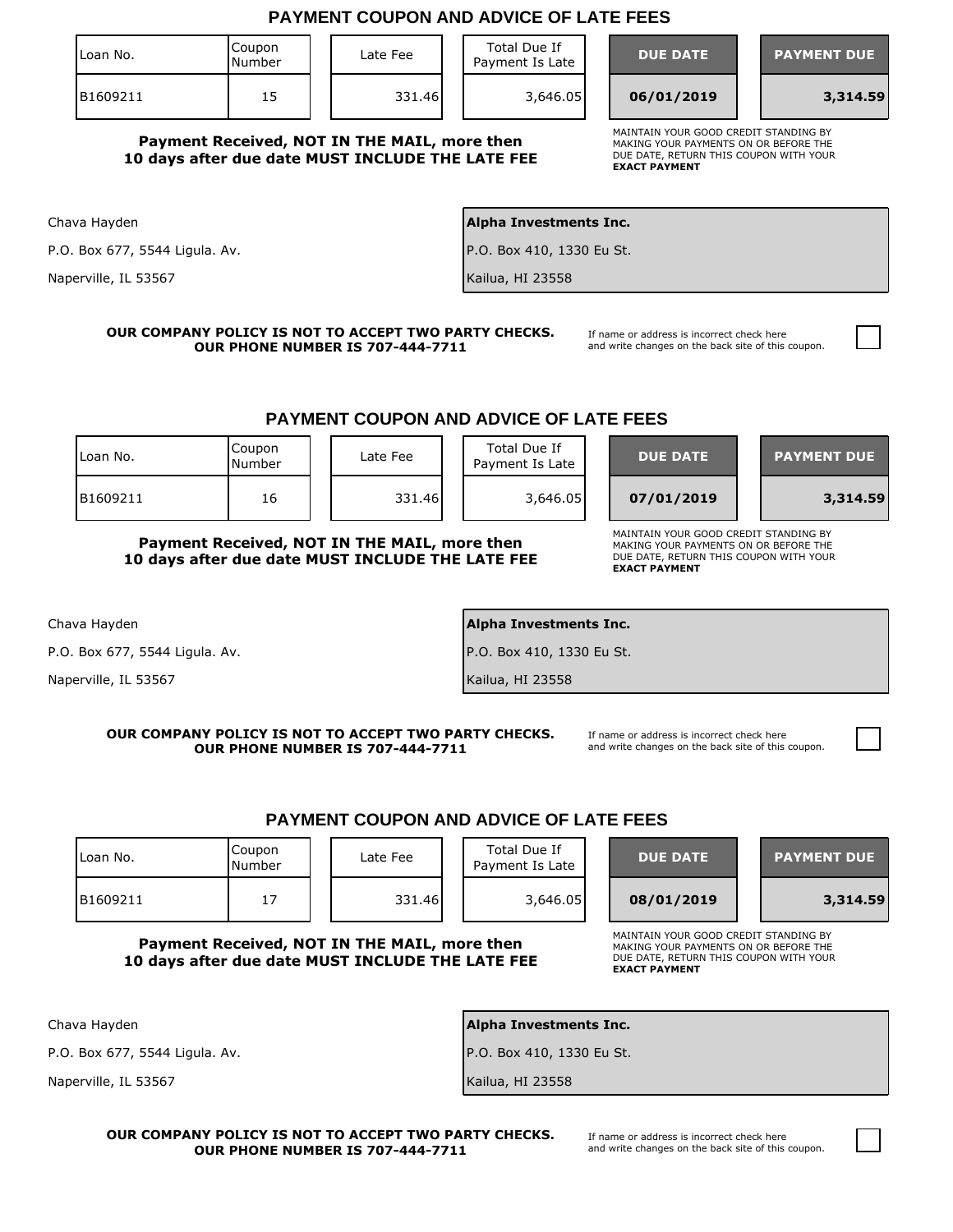## PAYMENT COUPON AND ADVICE OF LATE FEES

| Loan No. | Coupon Number | Late Fee | Total Due If Payment Is Late | DUE DATE | PAYMENT DUE |
|---|---|---|---|---|---|
| B1609211 | 15 | 331.46 | 3,646.05 | 06/01/2019 | 3,314.59 |

**Payment Received, NOT IN THE MAIL, more then 10 days after due date MUST INCLUDE THE LATE FEE**

MAINTAIN YOUR GOOD CREDIT STANDING BY MAKING YOUR PAYMENTS ON OR BEFORE THE DUE DATE, RETURN THIS COUPON WITH YOUR **EXACT PAYMENT**

Chava Hayden
P.O. Box 677, 5544 Ligula. Av.
Naperville, IL 53567

**Alpha Investments Inc.**
P.O. Box 410, 1330 Eu St.
Kailua, HI 23558

**OUR COMPANY POLICY IS NOT TO ACCEPT TWO PARTY CHECKS.**
**OUR PHONE NUMBER IS 707-444-7711**

If name or address is incorrect check here and write changes on the back site of this coupon. ☐

## PAYMENT COUPON AND ADVICE OF LATE FEES

| Loan No. | Coupon Number | Late Fee | Total Due If Payment Is Late | DUE DATE | PAYMENT DUE |
|---|---|---|---|---|---|
| B1609211 | 16 | 331.46 | 3,646.05 | 07/01/2019 | 3,314.59 |

**Payment Received, NOT IN THE MAIL, more then 10 days after due date MUST INCLUDE THE LATE FEE**

MAINTAIN YOUR GOOD CREDIT STANDING BY MAKING YOUR PAYMENTS ON OR BEFORE THE DUE DATE, RETURN THIS COUPON WITH YOUR **EXACT PAYMENT**

Chava Hayden
P.O. Box 677, 5544 Ligula. Av.
Naperville, IL 53567

**Alpha Investments Inc.**
P.O. Box 410, 1330 Eu St.
Kailua, HI 23558

**OUR COMPANY POLICY IS NOT TO ACCEPT TWO PARTY CHECKS.**
**OUR PHONE NUMBER IS 707-444-7711**

If name or address is incorrect check here and write changes on the back site of this coupon. ☐

## PAYMENT COUPON AND ADVICE OF LATE FEES

| Loan No. | Coupon Number | Late Fee | Total Due If Payment Is Late | DUE DATE | PAYMENT DUE |
|---|---|---|---|---|---|
| B1609211 | 17 | 331.46 | 3,646.05 | 08/01/2019 | 3,314.59 |

**Payment Received, NOT IN THE MAIL, more then 10 days after due date MUST INCLUDE THE LATE FEE**

MAINTAIN YOUR GOOD CREDIT STANDING BY MAKING YOUR PAYMENTS ON OR BEFORE THE DUE DATE, RETURN THIS COUPON WITH YOUR **EXACT PAYMENT**

Chava Hayden
P.O. Box 677, 5544 Ligula. Av.
Naperville, IL 53567

**Alpha Investments Inc.**
P.O. Box 410, 1330 Eu St.
Kailua, HI 23558

**OUR COMPANY POLICY IS NOT TO ACCEPT TWO PARTY CHECKS.**
**OUR PHONE NUMBER IS 707-444-7711**

If name or address is incorrect check here and write changes on the back site of this coupon. ☐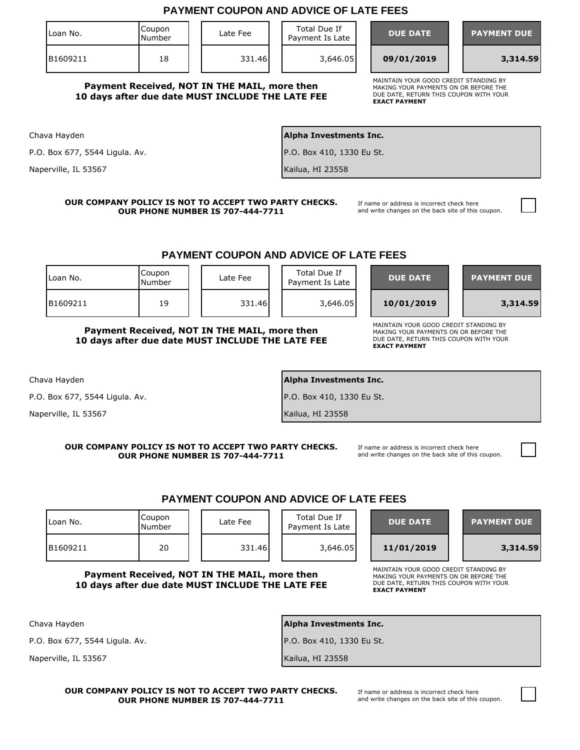## PAYMENT COUPON AND ADVICE OF LATE FEES

| Loan No. | Coupon Number | Late Fee | Total Due If Payment Is Late | DUE DATE | PAYMENT DUE |
| --- | --- | --- | --- | --- | --- |
| B1609211 | 18 | 331.46 | 3,646.05 | **09/01/2019** | **3,314.59** |

**Payment Received, NOT IN THE MAIL, more then 10 days after due date MUST INCLUDE THE LATE FEE**

MAINTAIN YOUR GOOD CREDIT STANDING BY MAKING YOUR PAYMENTS ON OR BEFORE THE DUE DATE, RETURN THIS COUPON WITH YOUR **EXACT PAYMENT**

Chava Hayden
P.O. Box 677, 5544 Ligula. Av.
Naperville, IL 53567

**Alpha Investments Inc.**
P.O. Box 410, 1330 Eu St.
Kailua, HI 23558

**OUR COMPANY POLICY IS NOT TO ACCEPT TWO PARTY CHECKS.**
**OUR PHONE NUMBER IS 707-444-7711**

If name or address is incorrect check here and write changes on the back site of this coupon. ☐

## PAYMENT COUPON AND ADVICE OF LATE FEES

| Loan No. | Coupon Number | Late Fee | Total Due If Payment Is Late | DUE DATE | PAYMENT DUE |
| --- | --- | --- | --- | --- | --- |
| B1609211 | 19 | 331.46 | 3,646.05 | **10/01/2019** | **3,314.59** |

**Payment Received, NOT IN THE MAIL, more then 10 days after due date MUST INCLUDE THE LATE FEE**

MAINTAIN YOUR GOOD CREDIT STANDING BY MAKING YOUR PAYMENTS ON OR BEFORE THE DUE DATE, RETURN THIS COUPON WITH YOUR **EXACT PAYMENT**

Chava Hayden
P.O. Box 677, 5544 Ligula. Av.
Naperville, IL 53567

**Alpha Investments Inc.**
P.O. Box 410, 1330 Eu St.
Kailua, HI 23558

**OUR COMPANY POLICY IS NOT TO ACCEPT TWO PARTY CHECKS.**
**OUR PHONE NUMBER IS 707-444-7711**

If name or address is incorrect check here and write changes on the back site of this coupon. ☐

## PAYMENT COUPON AND ADVICE OF LATE FEES

| Loan No. | Coupon Number | Late Fee | Total Due If Payment Is Late | DUE DATE | PAYMENT DUE |
| --- | --- | --- | --- | --- | --- |
| B1609211 | 20 | 331.46 | 3,646.05 | **11/01/2019** | **3,314.59** |

**Payment Received, NOT IN THE MAIL, more then 10 days after due date MUST INCLUDE THE LATE FEE**

MAINTAIN YOUR GOOD CREDIT STANDING BY MAKING YOUR PAYMENTS ON OR BEFORE THE DUE DATE, RETURN THIS COUPON WITH YOUR **EXACT PAYMENT**

Chava Hayden
P.O. Box 677, 5544 Ligula. Av.
Naperville, IL 53567

**Alpha Investments Inc.**
P.O. Box 410, 1330 Eu St.
Kailua, HI 23558

**OUR COMPANY POLICY IS NOT TO ACCEPT TWO PARTY CHECKS.**
**OUR PHONE NUMBER IS 707-444-7711**

If name or address is incorrect check here and write changes on the back site of this coupon. ☐